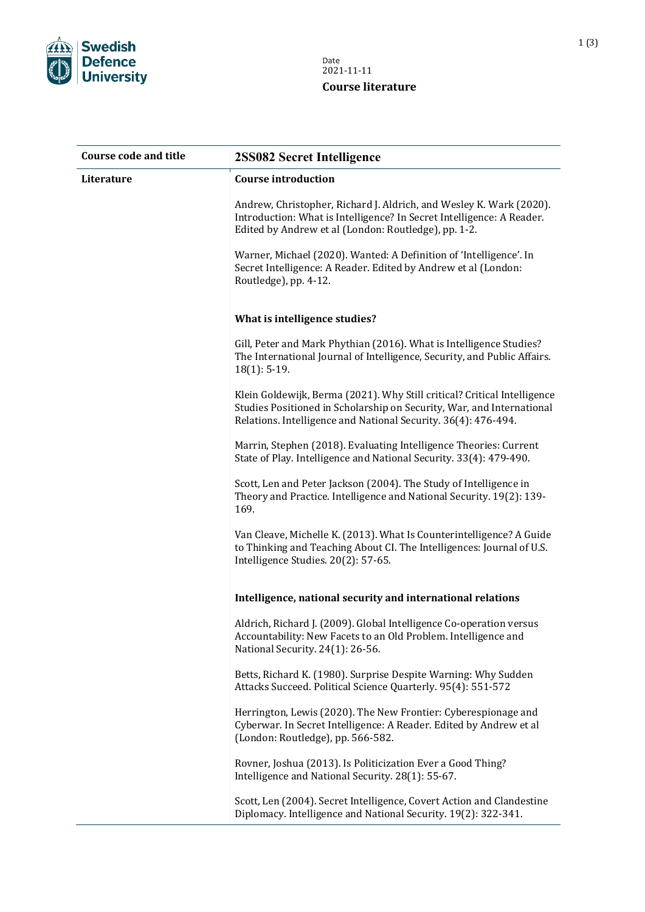Swedish Defence University

Date
2021-11-11

**Course literature**

| Course code and title | 2SS082 Secret Intelligence |
| --- | --- |
| **Literature** | **Course introduction** |
| | Andrew, Christopher, Richard J. Aldrich, and Wesley K. Wark (2020). Introduction: What is Intelligence? In Secret Intelligence: A Reader. Edited by Andrew et al (London: Routledge), pp. 1-2. |
| | Warner, Michael (2020). Wanted: A Definition of 'Intelligence'. In Secret Intelligence: A Reader. Edited by Andrew et al (London: Routledge), pp. 4-12. |
| | **What is intelligence studies?** |
| | Gill, Peter and Mark Phythian (2016). What is Intelligence Studies? The International Journal of Intelligence, Security, and Public Affairs. 18(1): 5-19. |
| | Klein Goldewijk, Berma (2021). Why Still critical? Critical Intelligence Studies Positioned in Scholarship on Security, War, and International Relations. Intelligence and National Security. 36(4): 476-494. |
| | Marrin, Stephen (2018). Evaluating Intelligence Theories: Current State of Play. Intelligence and National Security. 33(4): 479-490. |
| | Scott, Len and Peter Jackson (2004). The Study of Intelligence in Theory and Practice. Intelligence and National Security. 19(2): 139-169. |
| | Van Cleave, Michelle K. (2013). What Is Counterintelligence? A Guide to Thinking and Teaching About CI. The Intelligences: Journal of U.S. Intelligence Studies. 20(2): 57-65. |
| | **Intelligence, national security and international relations** |
| | Aldrich, Richard J. (2009). Global Intelligence Co-operation versus Accountability: New Facets to an Old Problem. Intelligence and National Security. 24(1): 26-56. |
| | Betts, Richard K. (1980). Surprise Despite Warning: Why Sudden Attacks Succeed. Political Science Quarterly. 95(4): 551-572 |
| | Herrington, Lewis (2020). The New Frontier: Cyberespionage and Cyberwar. In Secret Intelligence: A Reader. Edited by Andrew et al (London: Routledge), pp. 566-582. |
| | Rovner, Joshua (2013). Is Politicization Ever a Good Thing? Intelligence and National Security. 28(1): 55-67. |
| | Scott, Len (2004). Secret Intelligence, Covert Action and Clandestine Diplomacy. Intelligence and National Security. 19(2): 322-341. |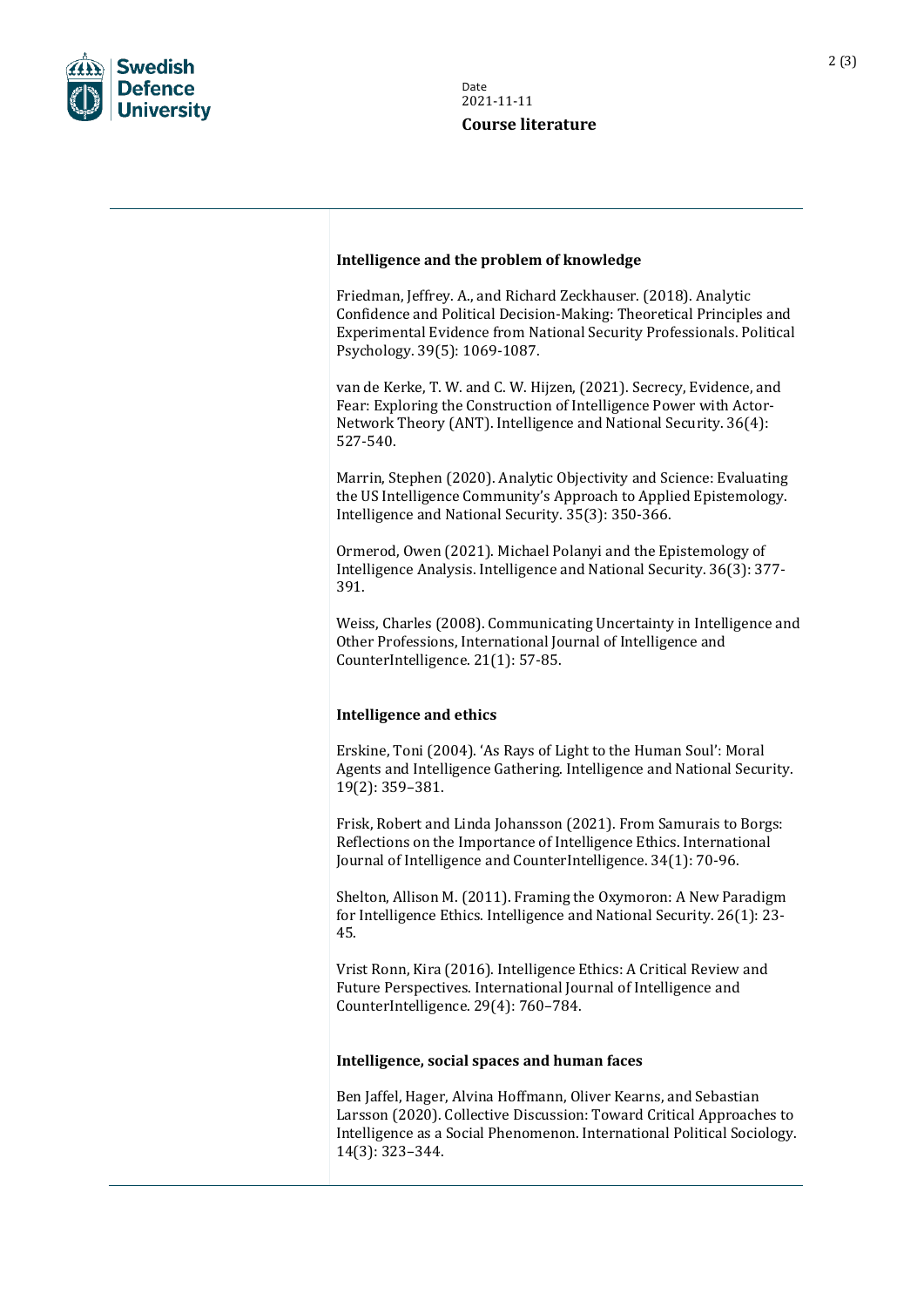**Intelligence and the problem of knowledge**

Friedman, Jeffrey. A., and Richard Zeckhauser. (2018). Analytic Confidence and Political Decision-Making: Theoretical Principles and Experimental Evidence from National Security Professionals. Political Psychology. 39(5): 1069-1087.

van de Kerke, T. W. and C. W. Hijzen, (2021). Secrecy, Evidence, and Fear: Exploring the Construction of Intelligence Power with Actor-Network Theory (ANT). Intelligence and National Security. 36(4): 527-540.

Marrin, Stephen (2020). Analytic Objectivity and Science: Evaluating the US Intelligence Community's Approach to Applied Epistemology. Intelligence and National Security. 35(3): 350-366.

Ormerod, Owen (2021). Michael Polanyi and the Epistemology of Intelligence Analysis. Intelligence and National Security. 36(3): 377-391.

Weiss, Charles (2008). Communicating Uncertainty in Intelligence and Other Professions, International Journal of Intelligence and CounterIntelligence. 21(1): 57-85.

**Intelligence and ethics**

Erskine, Toni (2004). 'As Rays of Light to the Human Soul': Moral Agents and Intelligence Gathering. Intelligence and National Security. 19(2): 359–381.

Frisk, Robert and Linda Johansson (2021). From Samurais to Borgs: Reflections on the Importance of Intelligence Ethics. International Journal of Intelligence and CounterIntelligence. 34(1): 70-96.

Shelton, Allison M. (2011). Framing the Oxymoron: A New Paradigm for Intelligence Ethics. Intelligence and National Security. 26(1): 23-45.

Vrist Ronn, Kira (2016). Intelligence Ethics: A Critical Review and Future Perspectives. International Journal of Intelligence and CounterIntelligence. 29(4): 760–784.

**Intelligence, social spaces and human faces**

Ben Jaffel, Hager, Alvina Hoffmann, Oliver Kearns, and Sebastian Larsson (2020). Collective Discussion: Toward Critical Approaches to Intelligence as a Social Phenomenon. International Political Sociology. 14(3): 323–344.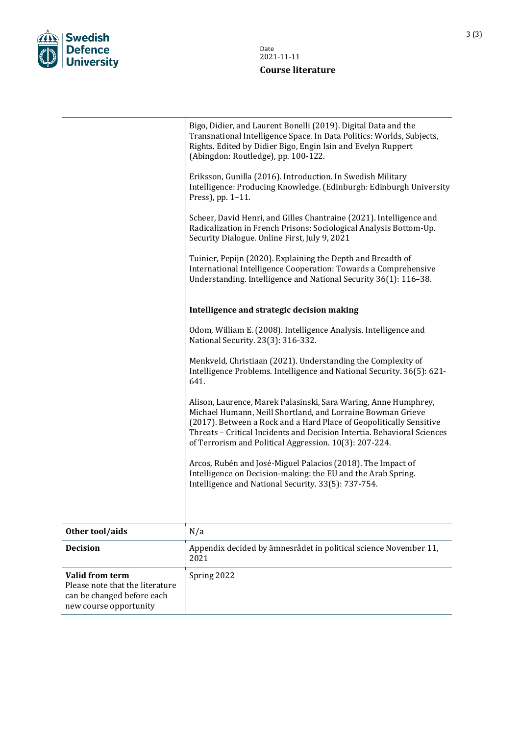Bigo, Didier, and Laurent Bonelli (2019). Digital Data and the Transnational Intelligence Space. In Data Politics: Worlds, Subjects, Rights. Edited by Didier Bigo, Engin Isin and Evelyn Ruppert (Abingdon: Routledge), pp. 100-122.

Eriksson, Gunilla (2016). Introduction. In Swedish Military Intelligence: Producing Knowledge. (Edinburgh: Edinburgh University Press), pp. 1–11.

Scheer, David Henri, and Gilles Chantraine (2021). Intelligence and Radicalization in French Prisons: Sociological Analysis Bottom-Up. Security Dialogue. Online First, July 9, 2021

Tuinier, Pepijn (2020). Explaining the Depth and Breadth of International Intelligence Cooperation: Towards a Comprehensive Understanding. Intelligence and National Security 36(1): 116–38.

**Intelligence and strategic decision making**

Odom, William E. (2008). Intelligence Analysis. Intelligence and National Security. 23(3): 316-332.

Menkveld, Christiaan (2021). Understanding the Complexity of Intelligence Problems. Intelligence and National Security. 36(5): 621-641.

Alison, Laurence, Marek Palasinski, Sara Waring, Anne Humphrey, Michael Humann, Neill Shortland, and Lorraine Bowman Grieve (2017). Between a Rock and a Hard Place of Geopolitically Sensitive Threats – Critical Incidents and Decision Intertia. Behavioral Sciences of Terrorism and Political Aggression. 10(3): 207-224.

Arcos, Rubén and José-Miguel Palacios (2018). The Impact of Intelligence on Decision-making: the EU and the Arab Spring. Intelligence and National Security. 33(5): 737-754.

| | |
|---|---|
| **Other tool/aids** | N/a |
| **Decision** | Appendix decided by ämnesrådet in political science November 11, 2021 |
| **Valid from term** Please note that the literature can be changed before each new course opportunity | Spring 2022 |